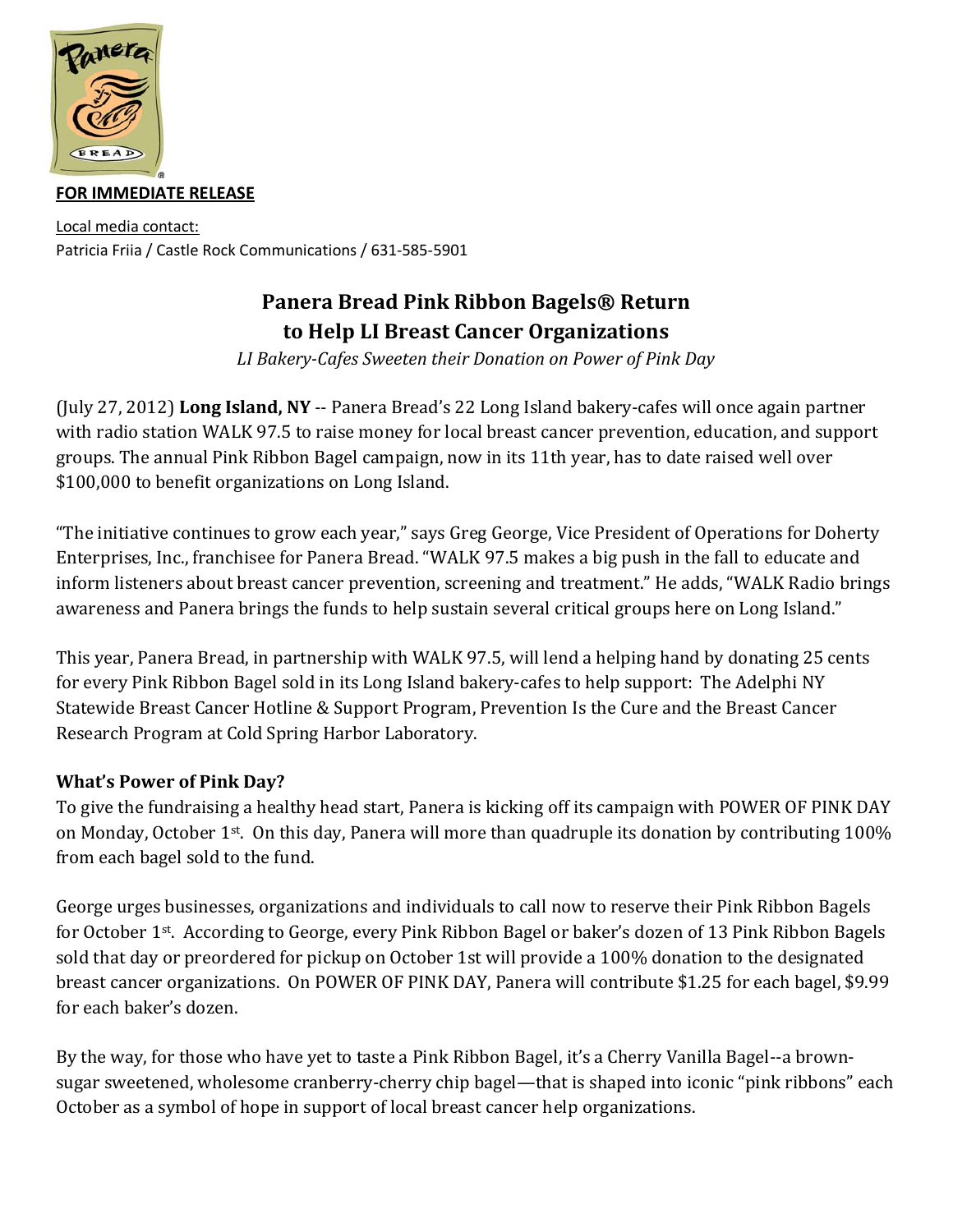**FOR IMMEDIATE RELEASE**

Local media contact:
Patricia Friia / Castle Rock Communications / 631-585-5901

# Panera Bread Pink Ribbon Bagels® Return to Help LI Breast Cancer Organizations

*LI Bakery-Cafes Sweeten their Donation on Power of Pink Day*

(July 27, 2012) **Long Island, NY** -- Panera Bread's 22 Long Island bakery-cafes will once again partner with radio station WALK 97.5 to raise money for local breast cancer prevention, education, and support groups. The annual Pink Ribbon Bagel campaign, now in its 11th year, has to date raised well over $100,000 to benefit organizations on Long Island.

"The initiative continues to grow each year," says Greg George, Vice President of Operations for Doherty Enterprises, Inc., franchisee for Panera Bread. "WALK 97.5 makes a big push in the fall to educate and inform listeners about breast cancer prevention, screening and treatment." He adds, "WALK Radio brings awareness and Panera brings the funds to help sustain several critical groups here on Long Island."

This year, Panera Bread, in partnership with WALK 97.5, will lend a helping hand by donating 25 cents for every Pink Ribbon Bagel sold in its Long Island bakery-cafes to help support: The Adelphi NY Statewide Breast Cancer Hotline & Support Program, Prevention Is the Cure and the Breast Cancer Research Program at Cold Spring Harbor Laboratory.

### What's Power of Pink Day?

To give the fundraising a healthy head start, Panera is kicking off its campaign with POWER OF PINK DAY on Monday, October 1st. On this day, Panera will more than quadruple its donation by contributing 100% from each bagel sold to the fund.

George urges businesses, organizations and individuals to call now to reserve their Pink Ribbon Bagels for October 1st. According to George, every Pink Ribbon Bagel or baker's dozen of 13 Pink Ribbon Bagels sold that day or preordered for pickup on October 1st will provide a 100% donation to the designated breast cancer organizations. On POWER OF PINK DAY, Panera will contribute $1.25 for each bagel, $9.99 for each baker's dozen.

By the way, for those who have yet to taste a Pink Ribbon Bagel, it's a Cherry Vanilla Bagel--a brown-sugar sweetened, wholesome cranberry-cherry chip bagel—that is shaped into iconic "pink ribbons" each October as a symbol of hope in support of local breast cancer help organizations.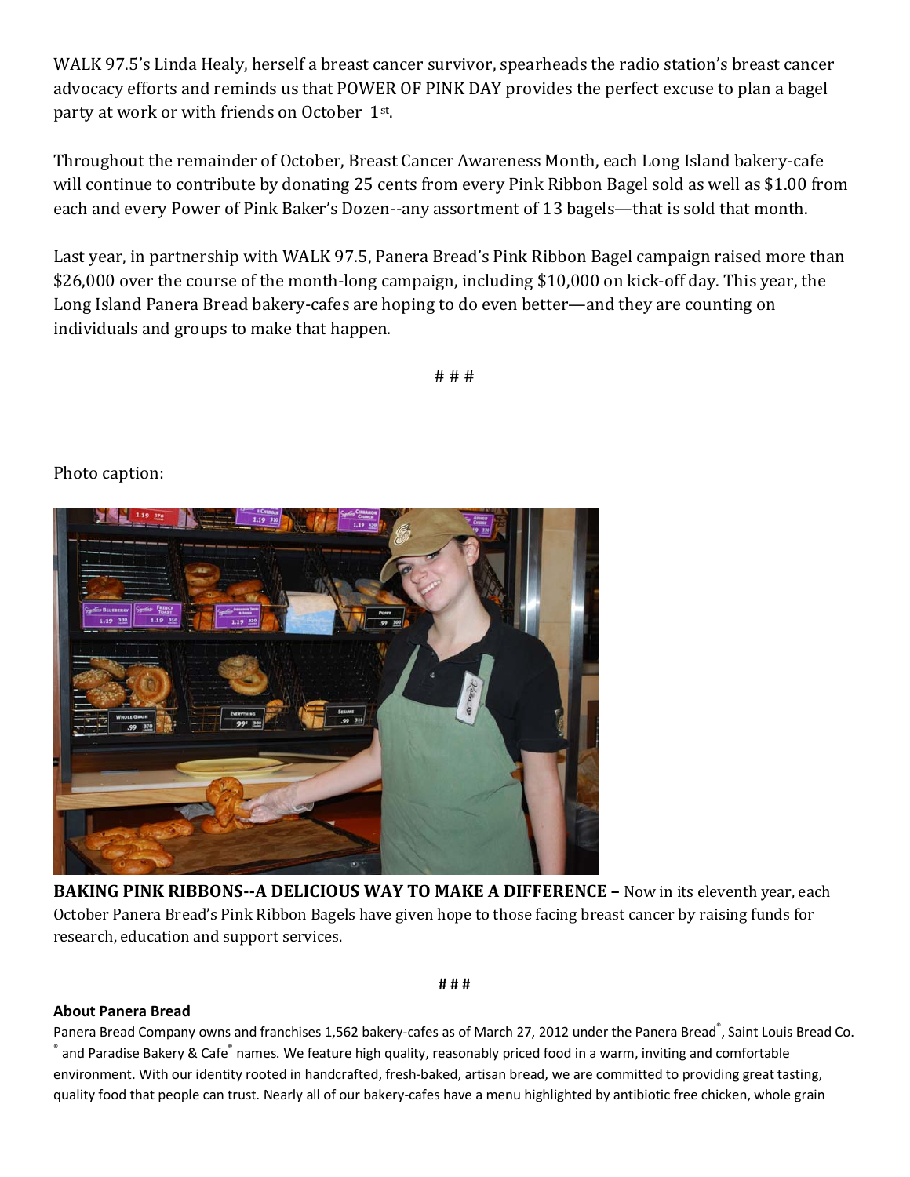WALK 97.5's Linda Healy, herself a breast cancer survivor, spearheads the radio station's breast cancer advocacy efforts and reminds us that POWER OF PINK DAY provides the perfect excuse to plan a bagel party at work or with friends on October 1st.

Throughout the remainder of October, Breast Cancer Awareness Month, each Long Island bakery-cafe will continue to contribute by donating 25 cents from every Pink Ribbon Bagel sold as well as $1.00 from each and every Power of Pink Baker's Dozen--any assortment of 13 bagels—that is sold that month.

Last year, in partnership with WALK 97.5, Panera Bread's Pink Ribbon Bagel campaign raised more than $26,000 over the course of the month-long campaign, including $10,000 on kick-off day. This year, the Long Island Panera Bread bakery-cafes are hoping to do even better—and they are counting on individuals and groups to make that happen.

# # #

Photo caption:

**BAKING PINK RIBBONS--A DELICIOUS WAY TO MAKE A DIFFERENCE –** Now in its eleventh year, each October Panera Bread's Pink Ribbon Bagels have given hope to those facing breast cancer by raising funds for research, education and support services.

**# # #**

**About Panera Bread**

Panera Bread Company owns and franchises 1,562 bakery-cafes as of March 27, 2012 under the Panera Bread®, Saint Louis Bread Co.® and Paradise Bakery & Cafe® names. We feature high quality, reasonably priced food in a warm, inviting and comfortable environment. With our identity rooted in handcrafted, fresh-baked, artisan bread, we are committed to providing great tasting, quality food that people can trust. Nearly all of our bakery-cafes have a menu highlighted by antibiotic free chicken, whole grain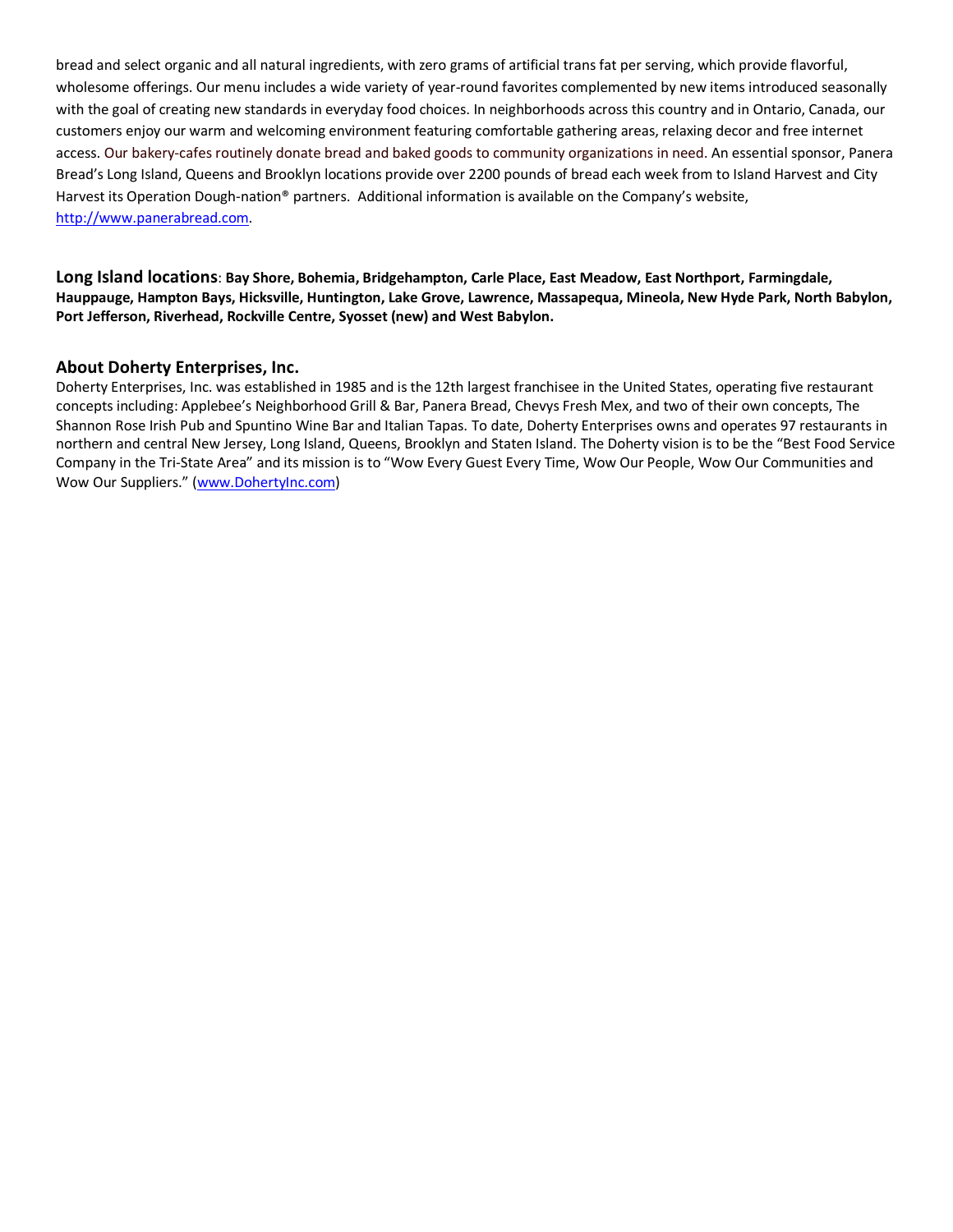bread and select organic and all natural ingredients, with zero grams of artificial trans fat per serving, which provide flavorful, wholesome offerings. Our menu includes a wide variety of year-round favorites complemented by new items introduced seasonally with the goal of creating new standards in everyday food choices. In neighborhoods across this country and in Ontario, Canada, our customers enjoy our warm and welcoming environment featuring comfortable gathering areas, relaxing decor and free internet access. Our bakery-cafes routinely donate bread and baked goods to community organizations in need. An essential sponsor, Panera Bread's Long Island, Queens and Brooklyn locations provide over 2200 pounds of bread each week from to Island Harvest and City Harvest its Operation Dough-nation® partners.  Additional information is available on the Company's website, http://www.panerabread.com.

**Long Island locations**: **Bay Shore, Bohemia, Bridgehampton, Carle Place, East Meadow, East Northport, Farmingdale, Hauppauge, Hampton Bays, Hicksville, Huntington, Lake Grove, Lawrence, Massapequa, Mineola, New Hyde Park, North Babylon, Port Jefferson, Riverhead, Rockville Centre, Syosset (new) and West Babylon.**

## About Doherty Enterprises, Inc.

Doherty Enterprises, Inc. was established in 1985 and is the 12th largest franchisee in the United States, operating five restaurant concepts including: Applebee's Neighborhood Grill & Bar, Panera Bread, Chevys Fresh Mex, and two of their own concepts, The Shannon Rose Irish Pub and Spuntino Wine Bar and Italian Tapas. To date, Doherty Enterprises owns and operates 97 restaurants in northern and central New Jersey, Long Island, Queens, Brooklyn and Staten Island. The Doherty vision is to be the "Best Food Service Company in the Tri-State Area" and its mission is to "Wow Every Guest Every Time, Wow Our People, Wow Our Communities and Wow Our Suppliers." (www.DohertyInc.com)